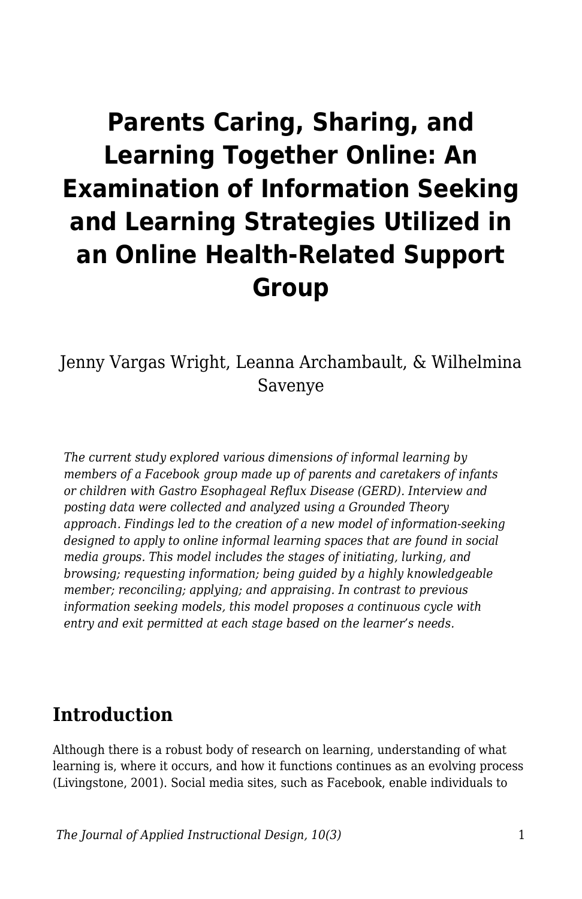# Parents Caring, Sharing, and Learning Together Online: An Examination of Information Seeking and Learning Strategies Utilized in an Online Health-Related Support Group

Jenny Vargas Wright, Leanna Archambault, & Wilhelmina Savenye

*The current study explored various dimensions of informal learning by members of a Facebook group made up of parents and caretakers of infants or children with Gastro Esophageal Reflux Disease (GERD). Interview and posting data were collected and analyzed using a Grounded Theory approach. Findings led to the creation of a new model of information-seeking designed to apply to online informal learning spaces that are found in social media groups. This model includes the stages of initiating, lurking, and browsing; requesting information; being guided by a highly knowledgeable member; reconciling; applying; and appraising. In contrast to previous information seeking models, this model proposes a continuous cycle with entry and exit permitted at each stage based on the learner's needs.*

## Introduction

Although there is a robust body of research on learning, understanding of what learning is, where it occurs, and how it functions continues as an evolving process (Livingstone, 2001). Social media sites, such as Facebook, enable individuals to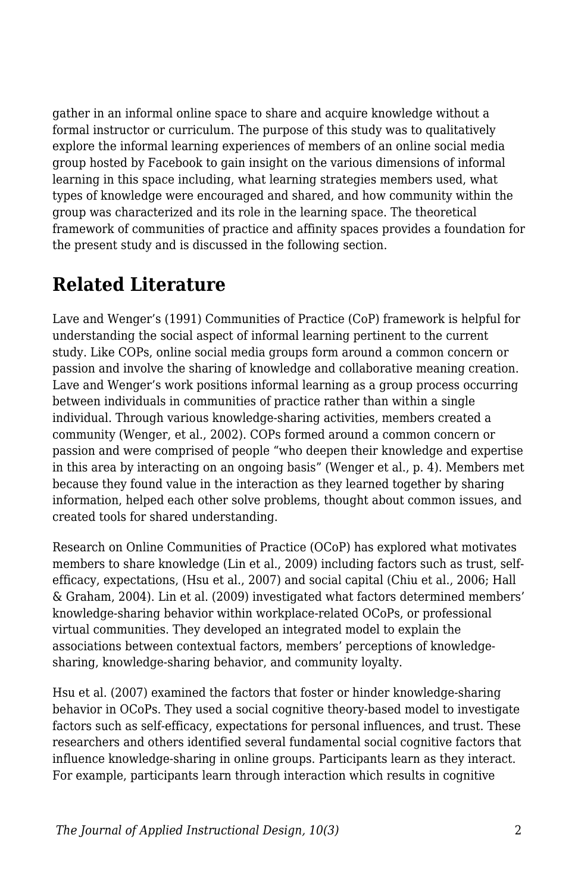gather in an informal online space to share and acquire knowledge without a formal instructor or curriculum. The purpose of this study was to qualitatively explore the informal learning experiences of members of an online social media group hosted by Facebook to gain insight on the various dimensions of informal learning in this space including, what learning strategies members used, what types of knowledge were encouraged and shared, and how community within the group was characterized and its role in the learning space. The theoretical framework of communities of practice and affinity spaces provides a foundation for the present study and is discussed in the following section.

## Related Literature

Lave and Wenger's (1991) Communities of Practice (CoP) framework is helpful for understanding the social aspect of informal learning pertinent to the current study. Like COPs, online social media groups form around a common concern or passion and involve the sharing of knowledge and collaborative meaning creation. Lave and Wenger's work positions informal learning as a group process occurring between individuals in communities of practice rather than within a single individual. Through various knowledge-sharing activities, members created a community (Wenger, et al., 2002). COPs formed around a common concern or passion and were comprised of people "who deepen their knowledge and expertise in this area by interacting on an ongoing basis" (Wenger et al., p. 4). Members met because they found value in the interaction as they learned together by sharing information, helped each other solve problems, thought about common issues, and created tools for shared understanding.

Research on Online Communities of Practice (OCoP) has explored what motivates members to share knowledge (Lin et al., 2009) including factors such as trust, self-efficacy, expectations, (Hsu et al., 2007) and social capital (Chiu et al., 2006; Hall & Graham, 2004). Lin et al. (2009) investigated what factors determined members' knowledge-sharing behavior within workplace-related OCoPs, or professional virtual communities. They developed an integrated model to explain the associations between contextual factors, members' perceptions of knowledge-sharing, knowledge-sharing behavior, and community loyalty.

Hsu et al. (2007) examined the factors that foster or hinder knowledge-sharing behavior in OCoPs. They used a social cognitive theory-based model to investigate factors such as self-efficacy, expectations for personal influences, and trust. These researchers and others identified several fundamental social cognitive factors that influence knowledge-sharing in online groups. Participants learn as they interact. For example, participants learn through interaction which results in cognitive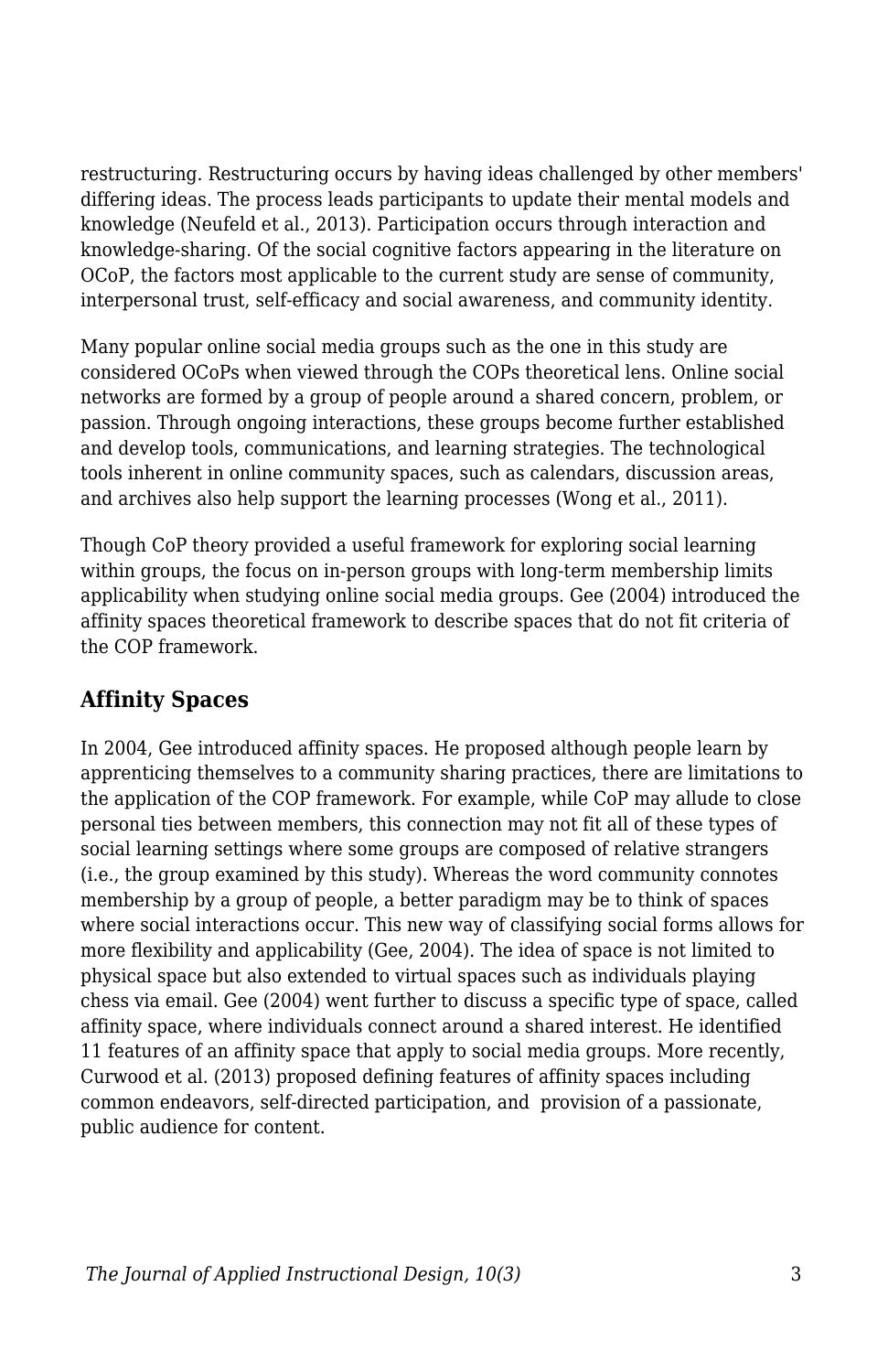restructuring. Restructuring occurs by having ideas challenged by other members' differing ideas. The process leads participants to update their mental models and knowledge (Neufeld et al., 2013). Participation occurs through interaction and knowledge-sharing. Of the social cognitive factors appearing in the literature on OCoP, the factors most applicable to the current study are sense of community, interpersonal trust, self-efficacy and social awareness, and community identity.

Many popular online social media groups such as the one in this study are considered OCoPs when viewed through the COPs theoretical lens. Online social networks are formed by a group of people around a shared concern, problem, or passion. Through ongoing interactions, these groups become further established and develop tools, communications, and learning strategies. The technological tools inherent in online community spaces, such as calendars, discussion areas, and archives also help support the learning processes (Wong et al., 2011).

Though CoP theory provided a useful framework for exploring social learning within groups, the focus on in-person groups with long-term membership limits applicability when studying online social media groups. Gee (2004) introduced the affinity spaces theoretical framework to describe spaces that do not fit criteria of the COP framework.

## Affinity Spaces

In 2004, Gee introduced affinity spaces. He proposed although people learn by apprenticing themselves to a community sharing practices, there are limitations to the application of the COP framework. For example, while CoP may allude to close personal ties between members, this connection may not fit all of these types of social learning settings where some groups are composed of relative strangers (i.e., the group examined by this study). Whereas the word community connotes membership by a group of people, a better paradigm may be to think of spaces where social interactions occur. This new way of classifying social forms allows for more flexibility and applicability (Gee, 2004). The idea of space is not limited to physical space but also extended to virtual spaces such as individuals playing chess via email. Gee (2004) went further to discuss a specific type of space, called affinity space, where individuals connect around a shared interest. He identified 11 features of an affinity space that apply to social media groups. More recently, Curwood et al. (2013) proposed defining features of affinity spaces including common endeavors, self-directed participation, and provision of a passionate, public audience for content.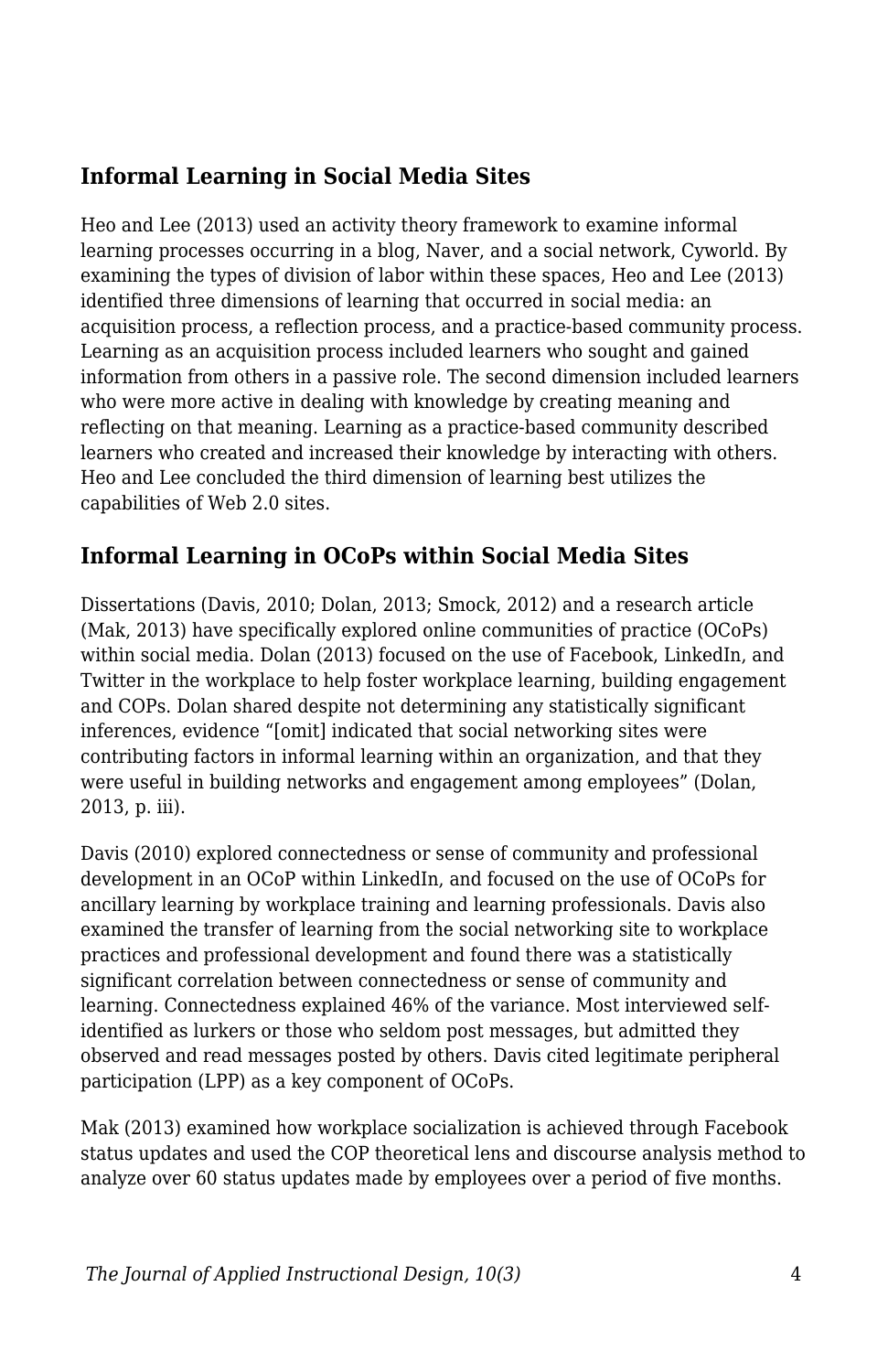## Informal Learning in Social Media Sites

Heo and Lee (2013) used an activity theory framework to examine informal learning processes occurring in a blog, Naver, and a social network, Cyworld. By examining the types of division of labor within these spaces, Heo and Lee (2013) identified three dimensions of learning that occurred in social media: an acquisition process, a reflection process, and a practice-based community process. Learning as an acquisition process included learners who sought and gained information from others in a passive role. The second dimension included learners who were more active in dealing with knowledge by creating meaning and reflecting on that meaning. Learning as a practice-based community described learners who created and increased their knowledge by interacting with others. Heo and Lee concluded the third dimension of learning best utilizes the capabilities of Web 2.0 sites.

## Informal Learning in OCoPs within Social Media Sites

Dissertations (Davis, 2010; Dolan, 2013; Smock, 2012) and a research article (Mak, 2013) have specifically explored online communities of practice (OCoPs) within social media. Dolan (2013) focused on the use of Facebook, LinkedIn, and Twitter in the workplace to help foster workplace learning, building engagement and COPs. Dolan shared despite not determining any statistically significant inferences, evidence "[omit] indicated that social networking sites were contributing factors in informal learning within an organization, and that they were useful in building networks and engagement among employees" (Dolan, 2013, p. iii).

Davis (2010) explored connectedness or sense of community and professional development in an OCoP within LinkedIn, and focused on the use of OCoPs for ancillary learning by workplace training and learning professionals. Davis also examined the transfer of learning from the social networking site to workplace practices and professional development and found there was a statistically significant correlation between connectedness or sense of community and learning. Connectedness explained 46% of the variance. Most interviewed self-identified as lurkers or those who seldom post messages, but admitted they observed and read messages posted by others. Davis cited legitimate peripheral participation (LPP) as a key component of OCoPs.

Mak (2013) examined how workplace socialization is achieved through Facebook status updates and used the COP theoretical lens and discourse analysis method to analyze over 60 status updates made by employees over a period of five months.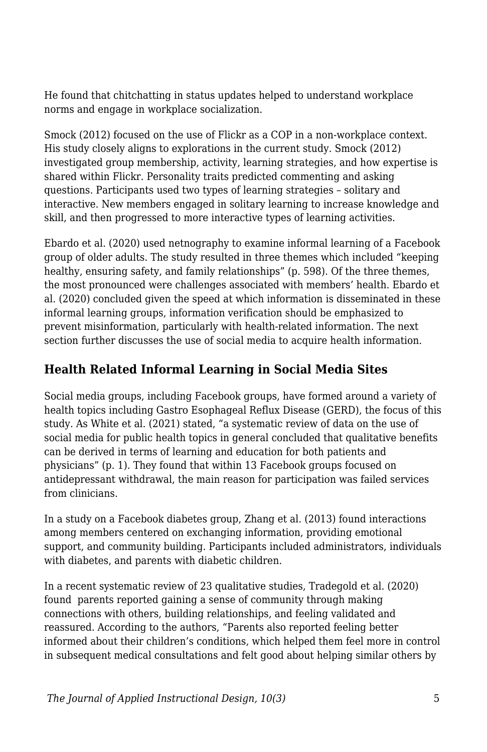He found that chitchatting in status updates helped to understand workplace norms and engage in workplace socialization.

Smock (2012) focused on the use of Flickr as a COP in a non-workplace context. His study closely aligns to explorations in the current study. Smock (2012) investigated group membership, activity, learning strategies, and how expertise is shared within Flickr. Personality traits predicted commenting and asking questions. Participants used two types of learning strategies – solitary and interactive. New members engaged in solitary learning to increase knowledge and skill, and then progressed to more interactive types of learning activities.

Ebardo et al. (2020) used netnography to examine informal learning of a Facebook group of older adults. The study resulted in three themes which included "keeping healthy, ensuring safety, and family relationships" (p. 598). Of the three themes, the most pronounced were challenges associated with members' health. Ebardo et al. (2020) concluded given the speed at which information is disseminated in these informal learning groups, information verification should be emphasized to prevent misinformation, particularly with health-related information. The next section further discusses the use of social media to acquire health information.

## Health Related Informal Learning in Social Media Sites

Social media groups, including Facebook groups, have formed around a variety of health topics including Gastro Esophageal Reflux Disease (GERD), the focus of this study. As White et al. (2021) stated, "a systematic review of data on the use of social media for public health topics in general concluded that qualitative benefits can be derived in terms of learning and education for both patients and physicians" (p. 1). They found that within 13 Facebook groups focused on antidepressant withdrawal, the main reason for participation was failed services from clinicians.

In a study on a Facebook diabetes group, Zhang et al. (2013) found interactions among members centered on exchanging information, providing emotional support, and community building. Participants included administrators, individuals with diabetes, and parents with diabetic children.

In a recent systematic review of 23 qualitative studies, Tradegold et al. (2020) found parents reported gaining a sense of community through making connections with others, building relationships, and feeling validated and reassured. According to the authors, "Parents also reported feeling better informed about their children's conditions, which helped them feel more in control in subsequent medical consultations and felt good about helping similar others by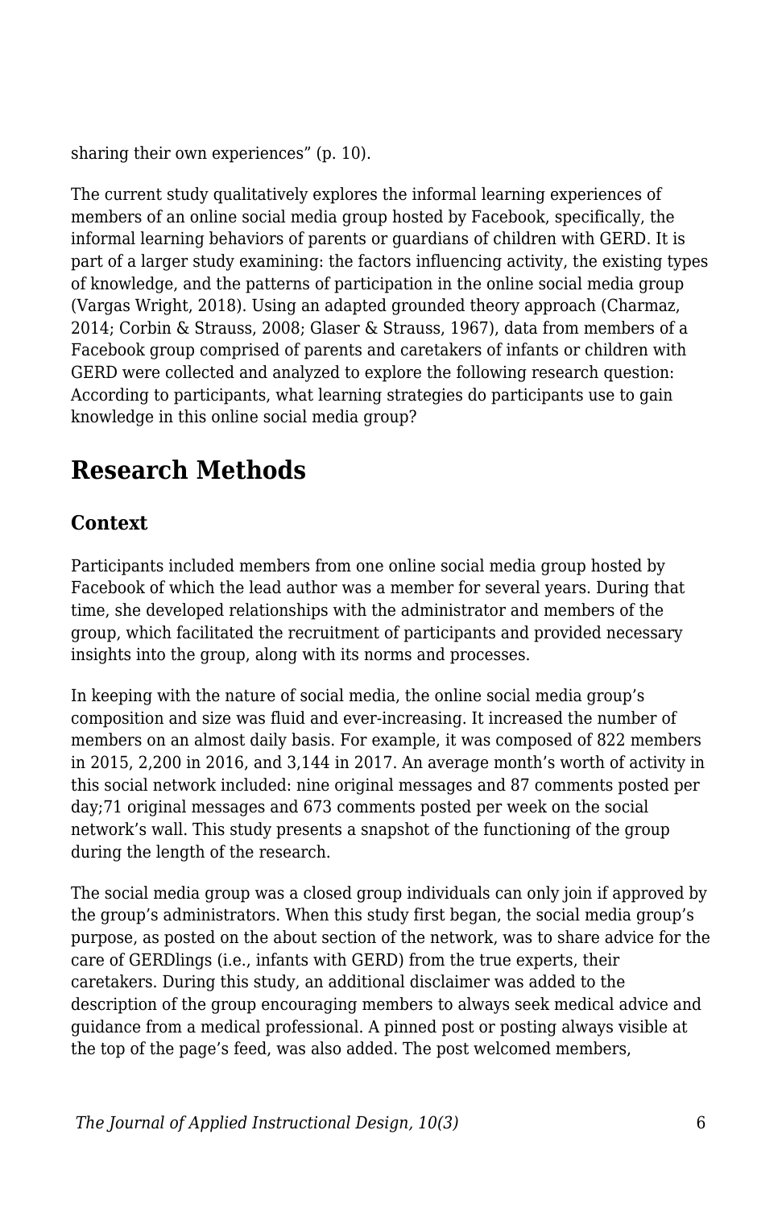sharing their own experiences” (p. 10).

The current study qualitatively explores the informal learning experiences of members of an online social media group hosted by Facebook, specifically, the informal learning behaviors of parents or guardians of children with GERD. It is part of a larger study examining: the factors influencing activity, the existing types of knowledge, and the patterns of participation in the online social media group (Vargas Wright, 2018). Using an adapted grounded theory approach (Charmaz, 2014; Corbin & Strauss, 2008; Glaser & Strauss, 1967), data from members of a Facebook group comprised of parents and caretakers of infants or children with GERD were collected and analyzed to explore the following research question: According to participants, what learning strategies do participants use to gain knowledge in this online social media group?

## Research Methods

### Context

Participants included members from one online social media group hosted by Facebook of which the lead author was a member for several years. During that time, she developed relationships with the administrator and members of the group, which facilitated the recruitment of participants and provided necessary insights into the group, along with its norms and processes.

In keeping with the nature of social media, the online social media group’s composition and size was fluid and ever-increasing. It increased the number of members on an almost daily basis. For example, it was composed of 822 members in 2015, 2,200 in 2016, and 3,144 in 2017. An average month’s worth of activity in this social network included: nine original messages and 87 comments posted per day;71 original messages and 673 comments posted per week on the social network’s wall. This study presents a snapshot of the functioning of the group during the length of the research.

The social media group was a closed group individuals can only join if approved by the group’s administrators. When this study first began, the social media group’s purpose, as posted on the about section of the network, was to share advice for the care of GERDlings (i.e., infants with GERD) from the true experts, their caretakers. During this study, an additional disclaimer was added to the description of the group encouraging members to always seek medical advice and guidance from a medical professional. A pinned post or posting always visible at the top of the page’s feed, was also added. The post welcomed members,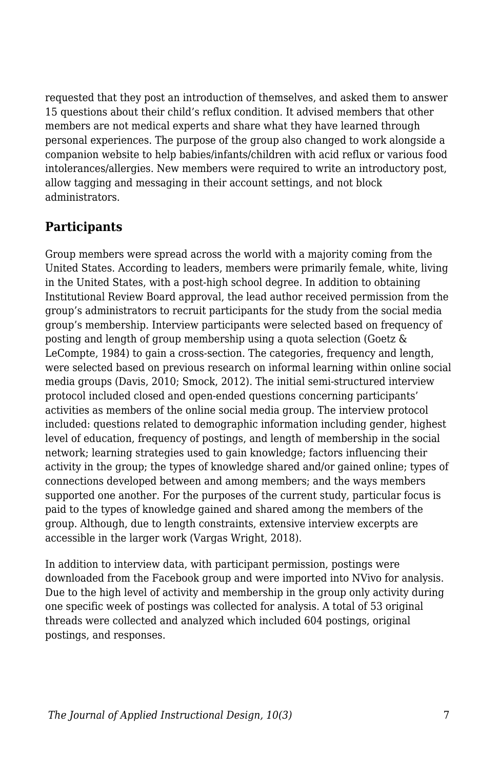requested that they post an introduction of themselves, and asked them to answer 15 questions about their child's reflux condition. It advised members that other members are not medical experts and share what they have learned through personal experiences. The purpose of the group also changed to work alongside a companion website to help babies/infants/children with acid reflux or various food intolerances/allergies. New members were required to write an introductory post, allow tagging and messaging in their account settings, and not block administrators.

## Participants

Group members were spread across the world with a majority coming from the United States. According to leaders, members were primarily female, white, living in the United States, with a post-high school degree. In addition to obtaining Institutional Review Board approval, the lead author received permission from the group's administrators to recruit participants for the study from the social media group's membership. Interview participants were selected based on frequency of posting and length of group membership using a quota selection (Goetz & LeCompte, 1984) to gain a cross-section. The categories, frequency and length, were selected based on previous research on informal learning within online social media groups (Davis, 2010; Smock, 2012). The initial semi-structured interview protocol included closed and open-ended questions concerning participants' activities as members of the online social media group. The interview protocol included: questions related to demographic information including gender, highest level of education, frequency of postings, and length of membership in the social network; learning strategies used to gain knowledge; factors influencing their activity in the group; the types of knowledge shared and/or gained online; types of connections developed between and among members; and the ways members supported one another. For the purposes of the current study, particular focus is paid to the types of knowledge gained and shared among the members of the group. Although, due to length constraints, extensive interview excerpts are accessible in the larger work (Vargas Wright, 2018).

In addition to interview data, with participant permission, postings were downloaded from the Facebook group and were imported into NVivo for analysis. Due to the high level of activity and membership in the group only activity during one specific week of postings was collected for analysis. A total of 53 original threads were collected and analyzed which included 604 postings, original postings, and responses.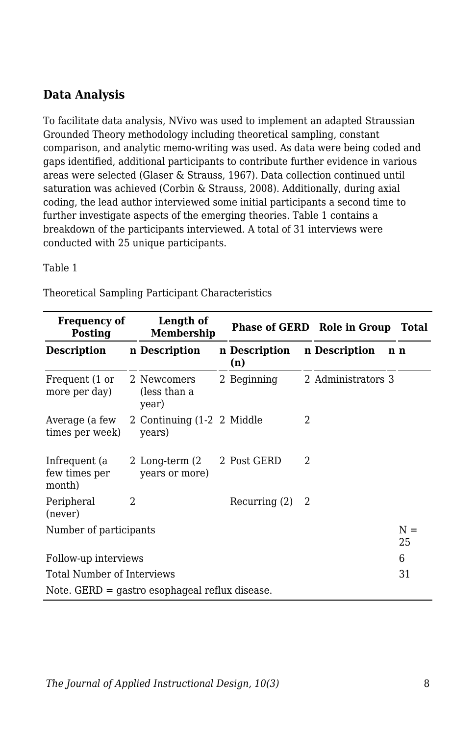### Data Analysis

To facilitate data analysis, NVivo was used to implement an adapted Straussian Grounded Theory methodology including theoretical sampling, constant comparison, and analytic memo-writing was used. As data were being coded and gaps identified, additional participants to contribute further evidence in various areas were selected (Glaser & Strauss, 1967). Data collection continued until saturation was achieved (Corbin & Strauss, 2008). Additionally, during axial coding, the lead author interviewed some initial participants a second time to further investigate aspects of the emerging theories. Table 1 contains a breakdown of the participants interviewed. A total of 31 interviews were conducted with 25 unique participants.

Table 1

Theoretical Sampling Participant Characteristics

| **Frequency of Posting** | | **Length of Membership** | | **Phase of GERD** | | **Role in Group** | | **Total** |
|---|---|---|---|---|---|---|---|---|
| **Description** | **n** | **Description** | **n** | **Description (n)** | **n** | **Description** | **n** | **n** |
| Frequent (1 or more per day) | 2 | Newcomers (less than a year) | 2 | Beginning | 2 | Administrators | 3 | |
| Average (a few times per week) | 2 | Continuing (1-2 years) | 2 | Middle | 2 | | | |
| Infrequent (a few times per month) | 2 | Long-term (2 years or more) | 2 | Post GERD | 2 | | | |
| Peripheral (never) | 2 | | | Recurring (2) | 2 | | | |
| Number of participants | | | | | | | | N = 25 |
| Follow-up interviews | | | | | | | | 6 |
| Total Number of Interviews | | | | | | | | 31 |
| Note. GERD = gastro esophageal reflux disease. | | | | | | | | |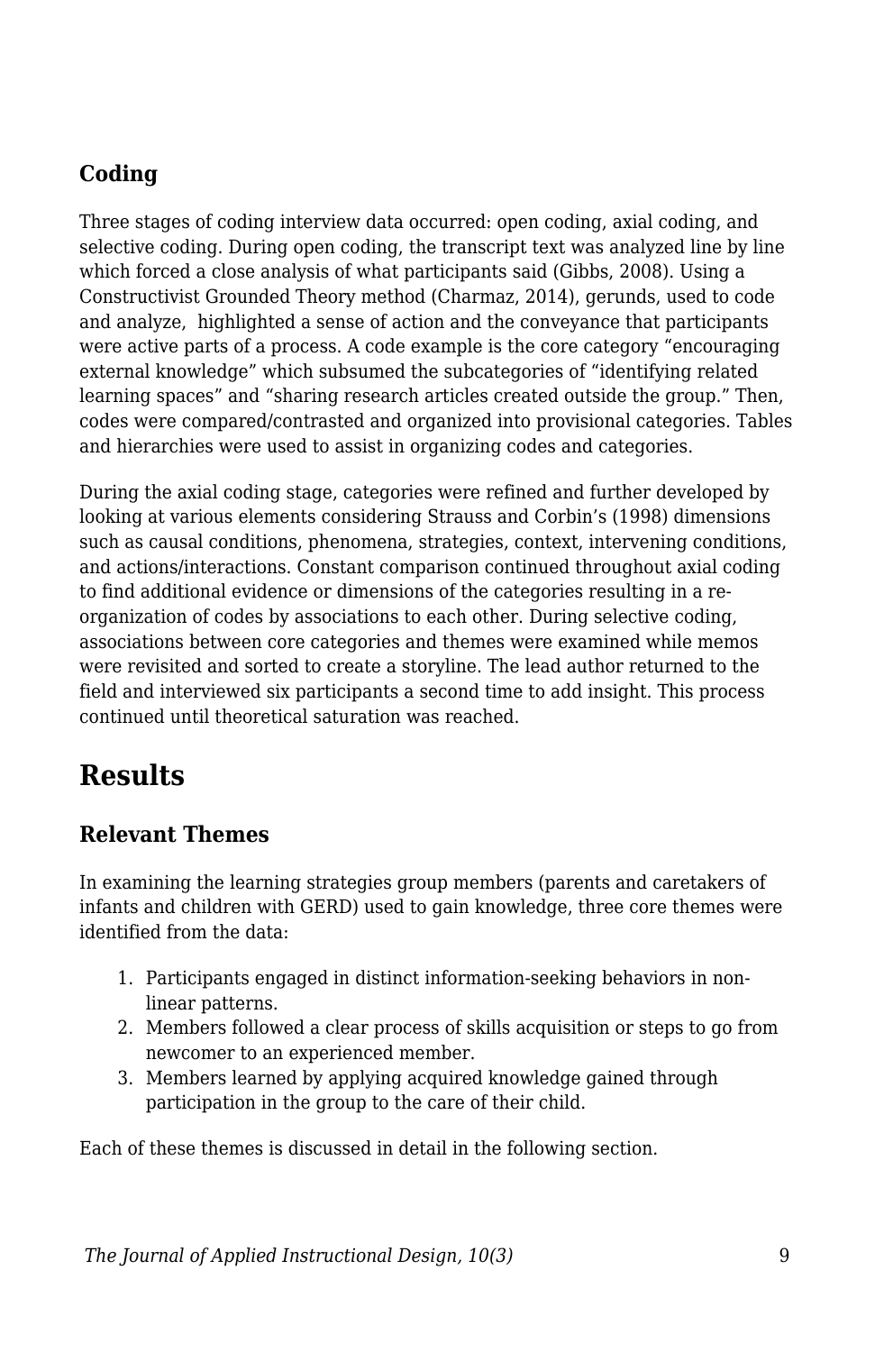### Coding

Three stages of coding interview data occurred: open coding, axial coding, and selective coding. During open coding, the transcript text was analyzed line by line which forced a close analysis of what participants said (Gibbs, 2008). Using a Constructivist Grounded Theory method (Charmaz, 2014), gerunds, used to code and analyze, highlighted a sense of action and the conveyance that participants were active parts of a process. A code example is the core category "encouraging external knowledge" which subsumed the subcategories of "identifying related learning spaces" and "sharing research articles created outside the group." Then, codes were compared/contrasted and organized into provisional categories. Tables and hierarchies were used to assist in organizing codes and categories.

During the axial coding stage, categories were refined and further developed by looking at various elements considering Strauss and Corbin's (1998) dimensions such as causal conditions, phenomena, strategies, context, intervening conditions, and actions/interactions. Constant comparison continued throughout axial coding to find additional evidence or dimensions of the categories resulting in a re-organization of codes by associations to each other. During selective coding, associations between core categories and themes were examined while memos were revisited and sorted to create a storyline. The lead author returned to the field and interviewed six participants a second time to add insight. This process continued until theoretical saturation was reached.

## Results

### Relevant Themes

In examining the learning strategies group members (parents and caretakers of infants and children with GERD) used to gain knowledge, three core themes were identified from the data:

1. Participants engaged in distinct information-seeking behaviors in non-linear patterns.
2. Members followed a clear process of skills acquisition or steps to go from newcomer to an experienced member.
3. Members learned by applying acquired knowledge gained through participation in the group to the care of their child.

Each of these themes is discussed in detail in the following section.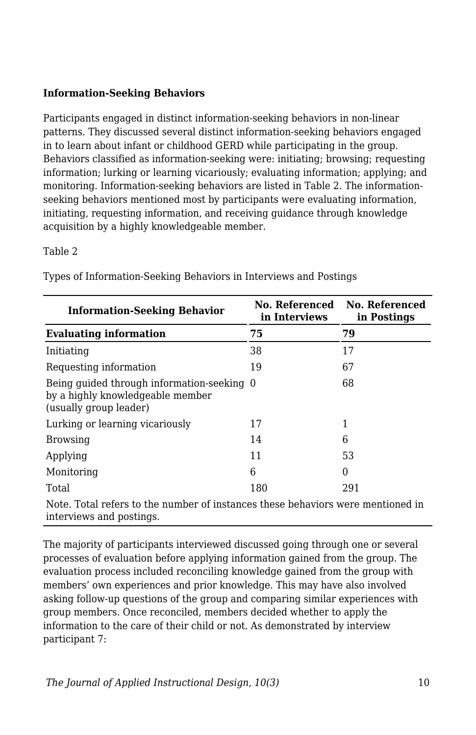**Information-Seeking Behaviors**

Participants engaged in distinct information-seeking behaviors in non-linear patterns. They discussed several distinct information-seeking behaviors engaged in to learn about infant or childhood GERD while participating in the group. Behaviors classified as information-seeking were: initiating; browsing; requesting information; lurking or learning vicariously; evaluating information; applying; and monitoring. Information-seeking behaviors are listed in Table 2. The information-seeking behaviors mentioned most by participants were evaluating information, initiating, requesting information, and receiving guidance through knowledge acquisition by a highly knowledgeable member.

Table 2

Types of Information-Seeking Behaviors in Interviews and Postings

| Information-Seeking Behavior | No. Referenced in Interviews | No. Referenced in Postings |
|---|---|---|
| **Evaluating information** | **75** | **79** |
| Initiating | 38 | 17 |
| Requesting information | 19 | 67 |
| Being guided through information-seeking by a highly knowledgeable member (usually group leader) | 0 | 68 |
| Lurking or learning vicariously | 17 | 1 |
| Browsing | 14 | 6 |
| Applying | 11 | 53 |
| Monitoring | 6 | 0 |
| Total | 180 | 291 |

Note. Total refers to the number of instances these behaviors were mentioned in interviews and postings.

The majority of participants interviewed discussed going through one or several processes of evaluation before applying information gained from the group. The evaluation process included reconciling knowledge gained from the group with members' own experiences and prior knowledge. This may have also involved asking follow-up questions of the group and comparing similar experiences with group members. Once reconciled, members decided whether to apply the information to the care of their child or not. As demonstrated by interview participant 7: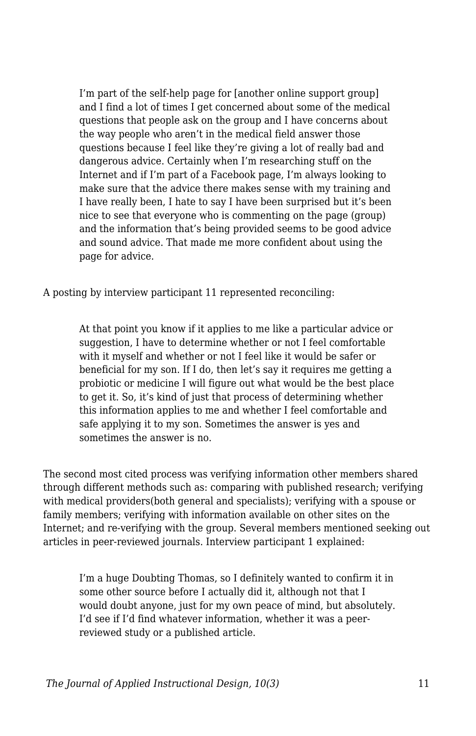> I'm part of the self-help page for [another online support group] and I find a lot of times I get concerned about some of the medical questions that people ask on the group and I have concerns about the way people who aren't in the medical field answer those questions because I feel like they're giving a lot of really bad and dangerous advice. Certainly when I'm researching stuff on the Internet and if I'm part of a Facebook page, I'm always looking to make sure that the advice there makes sense with my training and I have really been, I hate to say I have been surprised but it's been nice to see that everyone who is commenting on the page (group) and the information that's being provided seems to be good advice and sound advice. That made me more confident about using the page for advice.

A posting by interview participant 11 represented reconciling:

> At that point you know if it applies to me like a particular advice or suggestion, I have to determine whether or not I feel comfortable with it myself and whether or not I feel like it would be safer or beneficial for my son. If I do, then let's say it requires me getting a probiotic or medicine I will figure out what would be the best place to get it. So, it's kind of just that process of determining whether this information applies to me and whether I feel comfortable and safe applying it to my son. Sometimes the answer is yes and sometimes the answer is no.

The second most cited process was verifying information other members shared through different methods such as: comparing with published research; verifying with medical providers(both general and specialists); verifying with a spouse or family members; verifying with information available on other sites on the Internet; and re-verifying with the group. Several members mentioned seeking out articles in peer-reviewed journals. Interview participant 1 explained:

> I'm a huge Doubting Thomas, so I definitely wanted to confirm it in some other source before I actually did it, although not that I would doubt anyone, just for my own peace of mind, but absolutely. I'd see if I'd find whatever information, whether it was a peer-reviewed study or a published article.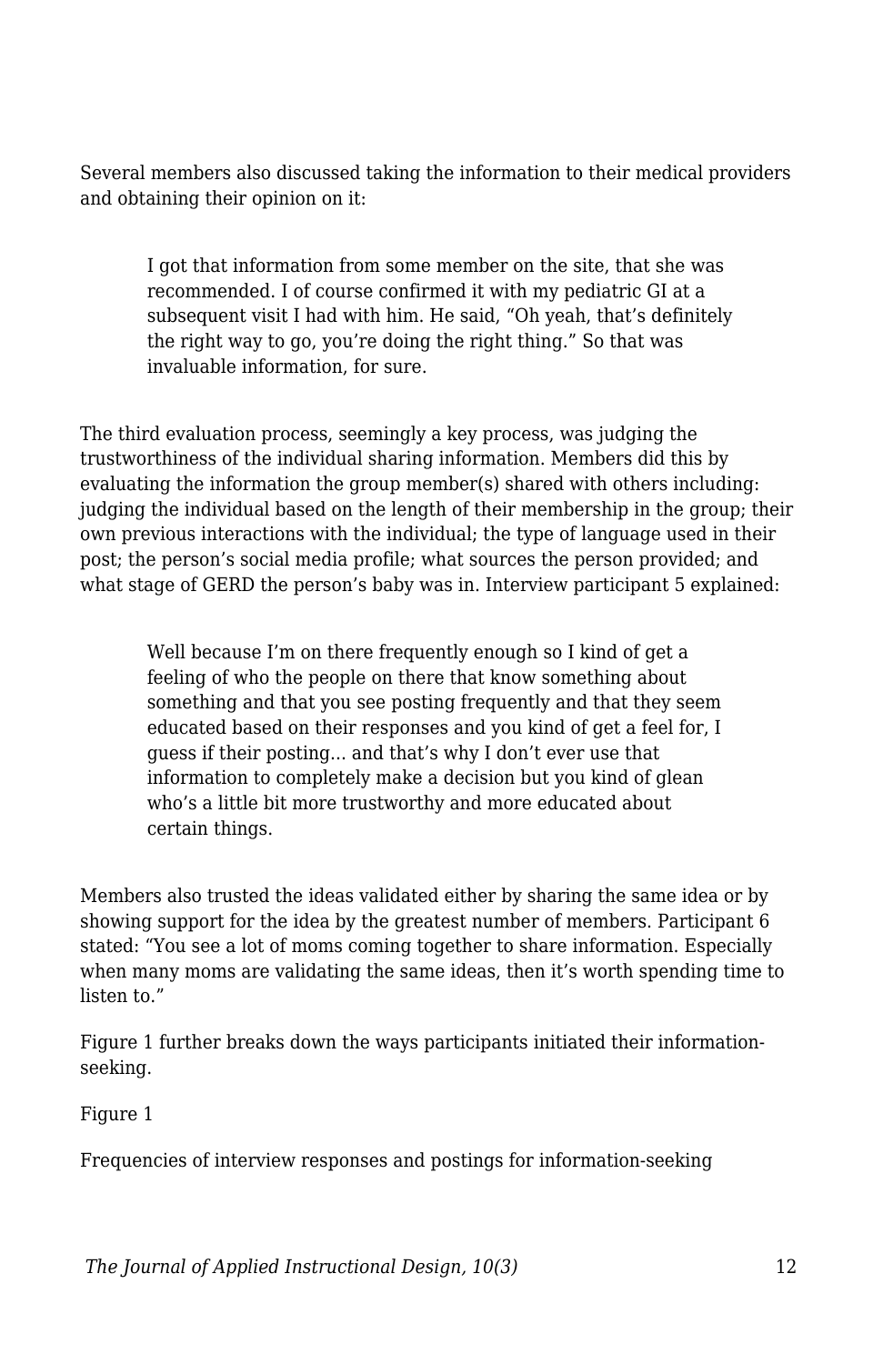Several members also discussed taking the information to their medical providers and obtaining their opinion on it:

> I got that information from some member on the site, that she was recommended. I of course confirmed it with my pediatric GI at a subsequent visit I had with him. He said, “Oh yeah, that’s definitely the right way to go, you’re doing the right thing.” So that was invaluable information, for sure.

The third evaluation process, seemingly a key process, was judging the trustworthiness of the individual sharing information. Members did this by evaluating the information the group member(s) shared with others including: judging the individual based on the length of their membership in the group; their own previous interactions with the individual; the type of language used in their post; the person’s social media profile; what sources the person provided; and what stage of GERD the person’s baby was in. Interview participant 5 explained:

> Well because I’m on there frequently enough so I kind of get a feeling of who the people on there that know something about something and that you see posting frequently and that they seem educated based on their responses and you kind of get a feel for, I guess if their posting... and that’s why I don’t ever use that information to completely make a decision but you kind of glean who’s a little bit more trustworthy and more educated about certain things.

Members also trusted the ideas validated either by sharing the same idea or by showing support for the idea by the greatest number of members. Participant 6 stated: “You see a lot of moms coming together to share information. Especially when many moms are validating the same ideas, then it’s worth spending time to listen to.”

Figure 1 further breaks down the ways participants initiated their information-seeking.

Figure 1

Frequencies of interview responses and postings for information-seeking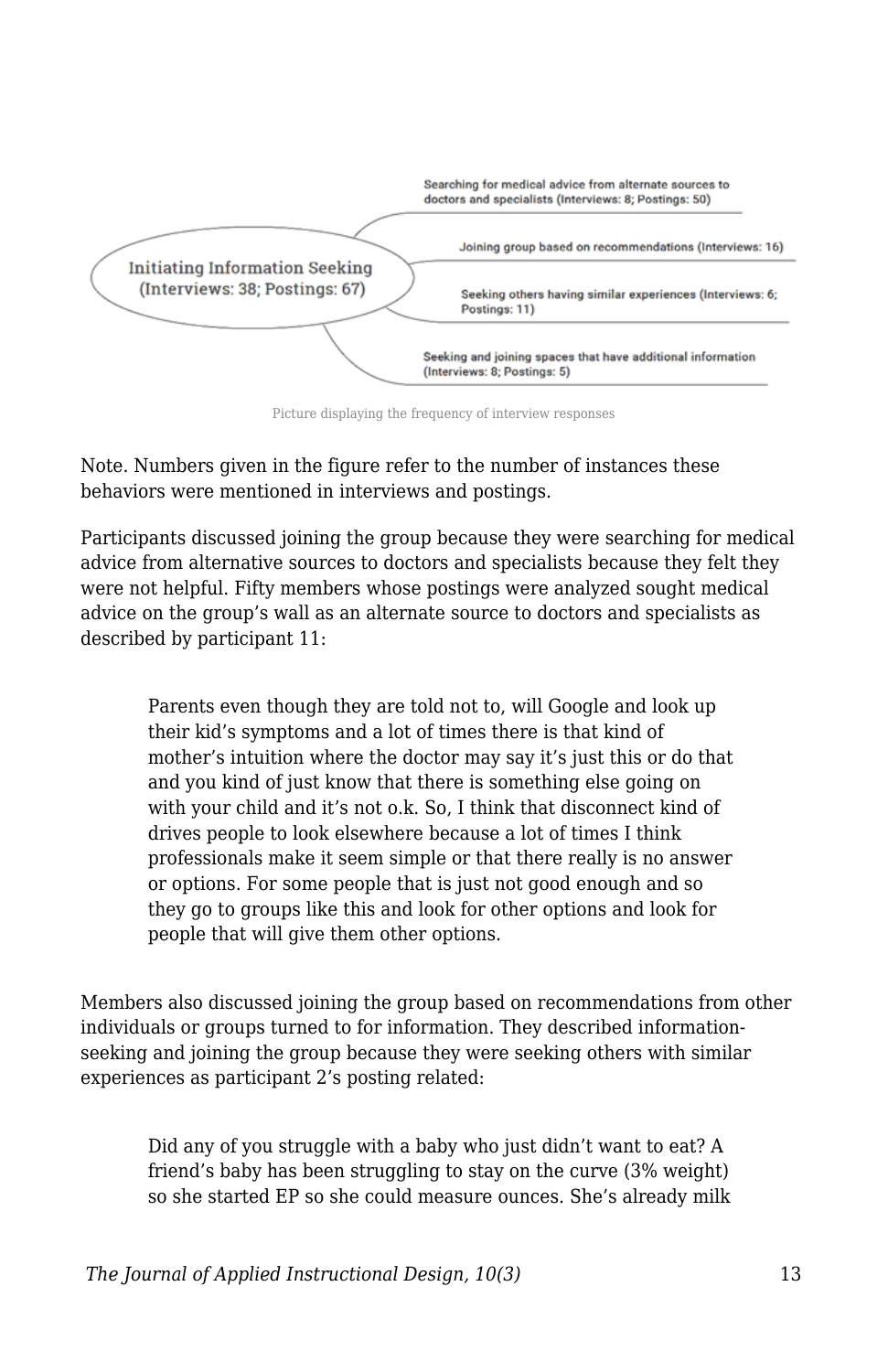Initiating Information Seeking (Interviews: 38; Postings: 67)

- Searching for medical advice from alternate sources to doctors and specialists (Interviews: 8; Postings: 50)
- Joining group based on recommendations (Interviews: 16)
- Seeking others having similar experiences (Interviews: 6; Postings: 11)
- Seeking and joining spaces that have additional information (Interviews: 8; Postings: 5)

Picture displaying the frequency of interview responses

Note. Numbers given in the figure refer to the number of instances these behaviors were mentioned in interviews and postings.

Participants discussed joining the group because they were searching for medical advice from alternative sources to doctors and specialists because they felt they were not helpful. Fifty members whose postings were analyzed sought medical advice on the group's wall as an alternate source to doctors and specialists as described by participant 11:

> Parents even though they are told not to, will Google and look up their kid's symptoms and a lot of times there is that kind of mother's intuition where the doctor may say it's just this or do that and you kind of just know that there is something else going on with your child and it's not o.k. So, I think that disconnect kind of drives people to look elsewhere because a lot of times I think professionals make it seem simple or that there really is no answer or options. For some people that is just not good enough and so they go to groups like this and look for other options and look for people that will give them other options.

Members also discussed joining the group based on recommendations from other individuals or groups turned to for information. They described information-seeking and joining the group because they were seeking others with similar experiences as participant 2's posting related:

> Did any of you struggle with a baby who just didn't want to eat? A friend's baby has been struggling to stay on the curve (3% weight) so she started EP so she could measure ounces. She's already milk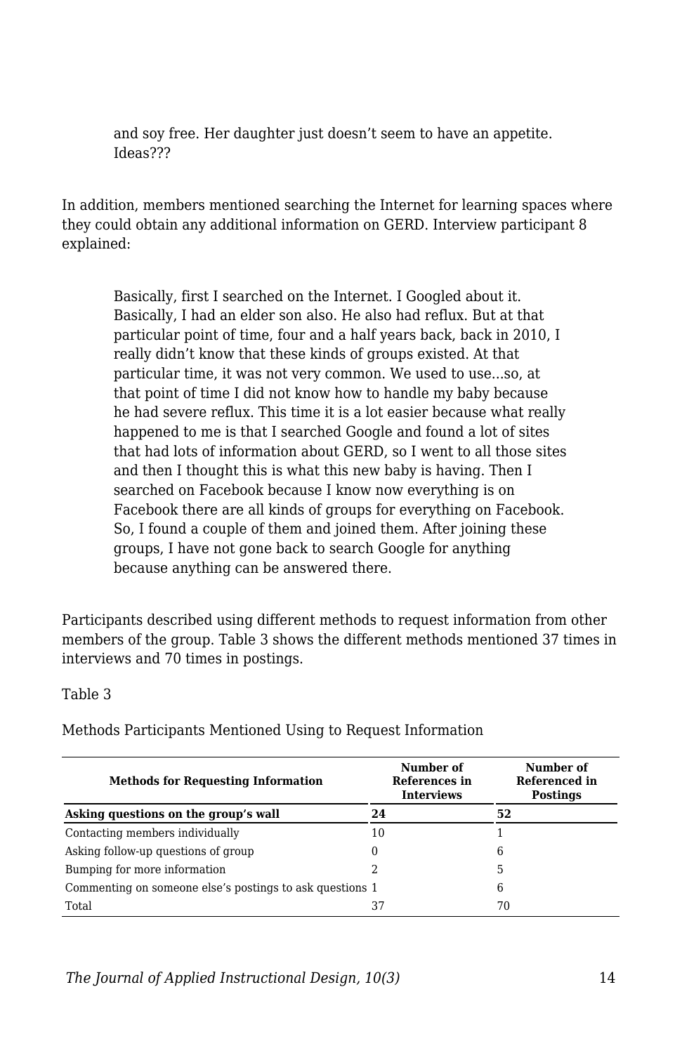> and soy free. Her daughter just doesn't seem to have an appetite. Ideas???

In addition, members mentioned searching the Internet for learning spaces where they could obtain any additional information on GERD. Interview participant 8 explained:

> Basically, first I searched on the Internet. I Googled about it. Basically, I had an elder son also. He also had reflux. But at that particular point of time, four and a half years back, back in 2010, I really didn't know that these kinds of groups existed. At that particular time, it was not very common. We used to use...so, at that point of time I did not know how to handle my baby because he had severe reflux. This time it is a lot easier because what really happened to me is that I searched Google and found a lot of sites that had lots of information about GERD, so I went to all those sites and then I thought this is what this new baby is having. Then I searched on Facebook because I know now everything is on Facebook there are all kinds of groups for everything on Facebook. So, I found a couple of them and joined them. After joining these groups, I have not gone back to search Google for anything because anything can be answered there.

Participants described using different methods to request information from other members of the group. Table 3 shows the different methods mentioned 37 times in interviews and 70 times in postings.

Table 3

Methods Participants Mentioned Using to Request Information

| Methods for Requesting Information | Number of References in Interviews | Number of Referenced in Postings |
|---|---|---|
| **Asking questions on the group's wall** | **24** | **52** |
| Contacting members individually | 10 | 1 |
| Asking follow-up questions of group | 0 | 6 |
| Bumping for more information | 2 | 5 |
| Commenting on someone else's postings to ask questions | 1 | 6 |
| Total | 37 | 70 |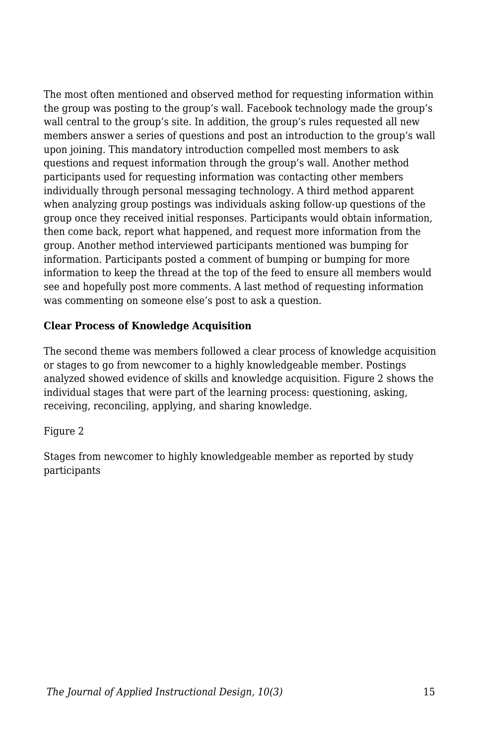The most often mentioned and observed method for requesting information within the group was posting to the group's wall. Facebook technology made the group's wall central to the group's site. In addition, the group's rules requested all new members answer a series of questions and post an introduction to the group's wall upon joining. This mandatory introduction compelled most members to ask questions and request information through the group's wall. Another method participants used for requesting information was contacting other members individually through personal messaging technology. A third method apparent when analyzing group postings was individuals asking follow-up questions of the group once they received initial responses. Participants would obtain information, then come back, report what happened, and request more information from the group. Another method interviewed participants mentioned was bumping for information. Participants posted a comment of bumping or bumping for more information to keep the thread at the top of the feed to ensure all members would see and hopefully post more comments. A last method of requesting information was commenting on someone else's post to ask a question.

**Clear Process of Knowledge Acquisition**

The second theme was members followed a clear process of knowledge acquisition or stages to go from newcomer to a highly knowledgeable member. Postings analyzed showed evidence of skills and knowledge acquisition. Figure 2 shows the individual stages that were part of the learning process: questioning, asking, receiving, reconciling, applying, and sharing knowledge.

Figure 2

Stages from newcomer to highly knowledgeable member as reported by study participants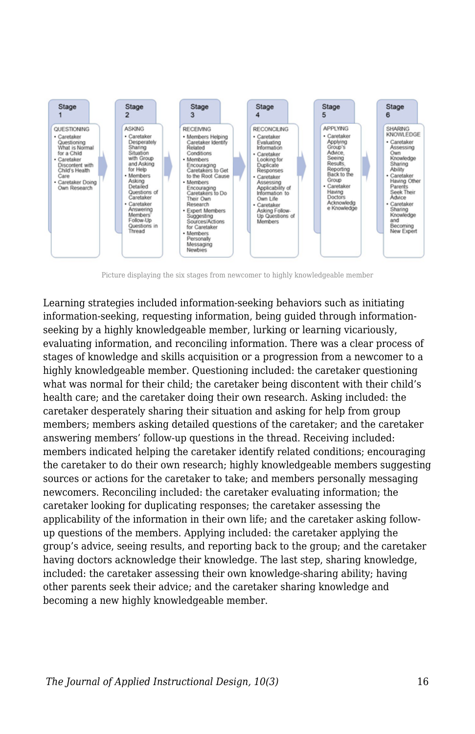**Stage 1 — QUESTIONING**
- Caretaker Questioning What is Normal for a Child
- Caretaker Discontent with Child's Health Care
- Caretaker Doing Own Research

**Stage 2 — ASKING**
- Caretaker Desperately Sharing Situation with Group and Asking for Help
- Members Asking Detailed Questions of Caretaker
- Caretaker Answering Members' Follow-Up Questions in Thread

**Stage 3 — RECEIVING**
- Members Helping Caretaker Identify Related Conditions
- Members Encouraging Caretakers to Get to the Root Cause
- Members Encouraging Caretakers to Do Their Own Research
- Expert Members Suggesting Sources/Actions for Caretaker
- Members Personally Messaging Newbies

**Stage 4 — RECONCILING**
- Caretaker Evaluating Information
- Caretaker Looking for Duplicate Responses
- Caretaker Assessing Applicability of Information to Own Life
- Caretaker Asking Follow-Up Questions of Members

**Stage 5 — APPLYING**
- Caretaker Applying Group's Advice, Seeing Results, Reporting Back to the Group
- Caretaker Having Doctors Acknowledge Knowledge

**Stage 6 — SHARING KNOWLEDGE**
- Caretaker Assessing Own Knowledge Sharing Ability
- Caretaker Having Other Parents Seek Their Advice
- Caretaker Sharing Knowledge and Becoming New Expert

Picture displaying the six stages from newcomer to highly knowledgeable member

Learning strategies included information-seeking behaviors such as initiating information-seeking, requesting information, being guided through information-seeking by a highly knowledgeable member, lurking or learning vicariously, evaluating information, and reconciling information. There was a clear process of stages of knowledge and skills acquisition or a progression from a newcomer to a highly knowledgeable member. Questioning included: the caretaker questioning what was normal for their child; the caretaker being discontent with their child's health care; and the caretaker doing their own research. Asking included: the caretaker desperately sharing their situation and asking for help from group members; members asking detailed questions of the caretaker; and the caretaker answering members' follow-up questions in the thread. Receiving included: members indicated helping the caretaker identify related conditions; encouraging the caretaker to do their own research; highly knowledgeable members suggesting sources or actions for the caretaker to take; and members personally messaging newcomers. Reconciling included: the caretaker evaluating information; the caretaker looking for duplicating responses; the caretaker assessing the applicability of the information in their own life; and the caretaker asking follow-up questions of the members. Applying included: the caretaker applying the group's advice, seeing results, and reporting back to the group; and the caretaker having doctors acknowledge their knowledge. The last step, sharing knowledge, included: the caretaker assessing their own knowledge-sharing ability; having other parents seek their advice; and the caretaker sharing knowledge and becoming a new highly knowledgeable member.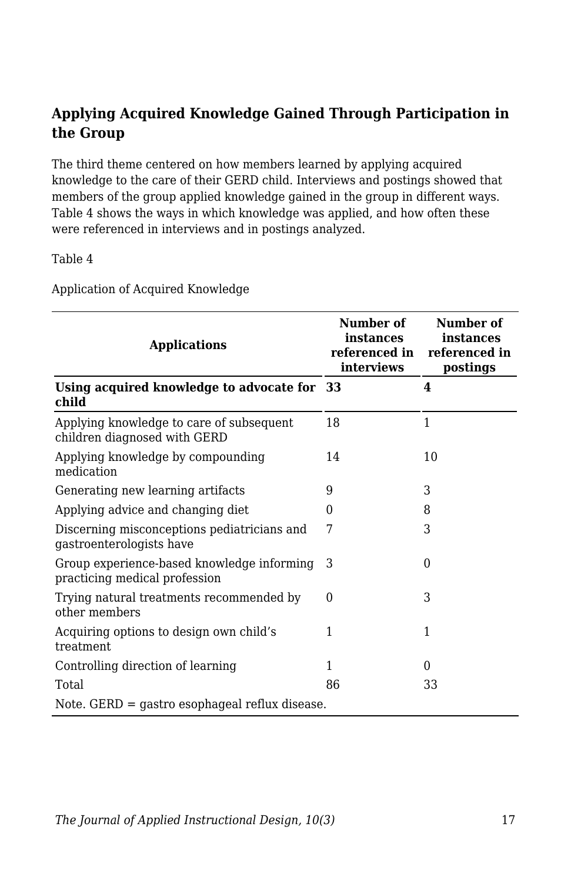## Applying Acquired Knowledge Gained Through Participation in the Group

The third theme centered on how members learned by applying acquired knowledge to the care of their GERD child. Interviews and postings showed that members of the group applied knowledge gained in the group in different ways. Table 4 shows the ways in which knowledge was applied, and how often these were referenced in interviews and in postings analyzed.

Table 4

Application of Acquired Knowledge

| Applications | Number of instances referenced in interviews | Number of instances referenced in postings |
|---|---|---|
| **Using acquired knowledge to advocate for child** | **33** | **4** |
| Applying knowledge to care of subsequent children diagnosed with GERD | 18 | 1 |
| Applying knowledge by compounding medication | 14 | 10 |
| Generating new learning artifacts | 9 | 3 |
| Applying advice and changing diet | 0 | 8 |
| Discerning misconceptions pediatricians and gastroenterologists have | 7 | 3 |
| Group experience-based knowledge informing practicing medical profession | 3 | 0 |
| Trying natural treatments recommended by other members | 0 | 3 |
| Acquiring options to design own child's treatment | 1 | 1 |
| Controlling direction of learning | 1 | 0 |
| Total | 86 | 33 |

Note. GERD = gastro esophageal reflux disease.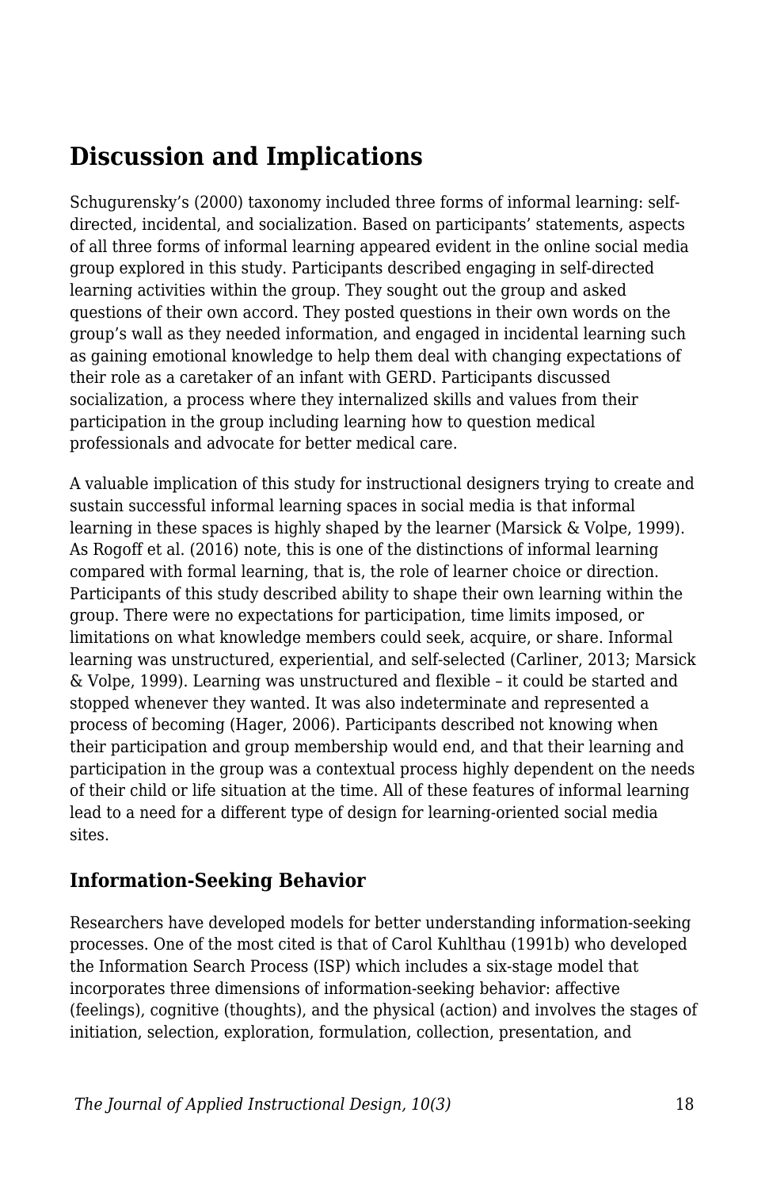## Discussion and Implications

Schugurensky's (2000) taxonomy included three forms of informal learning: self-directed, incidental, and socialization. Based on participants' statements, aspects of all three forms of informal learning appeared evident in the online social media group explored in this study. Participants described engaging in self-directed learning activities within the group. They sought out the group and asked questions of their own accord. They posted questions in their own words on the group's wall as they needed information, and engaged in incidental learning such as gaining emotional knowledge to help them deal with changing expectations of their role as a caretaker of an infant with GERD. Participants discussed socialization, a process where they internalized skills and values from their participation in the group including learning how to question medical professionals and advocate for better medical care.

A valuable implication of this study for instructional designers trying to create and sustain successful informal learning spaces in social media is that informal learning in these spaces is highly shaped by the learner (Marsick & Volpe, 1999). As Rogoff et al. (2016) note, this is one of the distinctions of informal learning compared with formal learning, that is, the role of learner choice or direction. Participants of this study described ability to shape their own learning within the group. There were no expectations for participation, time limits imposed, or limitations on what knowledge members could seek, acquire, or share. Informal learning was unstructured, experiential, and self-selected (Carliner, 2013; Marsick & Volpe, 1999). Learning was unstructured and flexible – it could be started and stopped whenever they wanted. It was also indeterminate and represented a process of becoming (Hager, 2006). Participants described not knowing when their participation and group membership would end, and that their learning and participation in the group was a contextual process highly dependent on the needs of their child or life situation at the time. All of these features of informal learning lead to a need for a different type of design for learning-oriented social media sites.

### Information-Seeking Behavior

Researchers have developed models for better understanding information-seeking processes. One of the most cited is that of Carol Kuhlthau (1991b) who developed the Information Search Process (ISP) which includes a six-stage model that incorporates three dimensions of information-seeking behavior: affective (feelings), cognitive (thoughts), and the physical (action) and involves the stages of initiation, selection, exploration, formulation, collection, presentation, and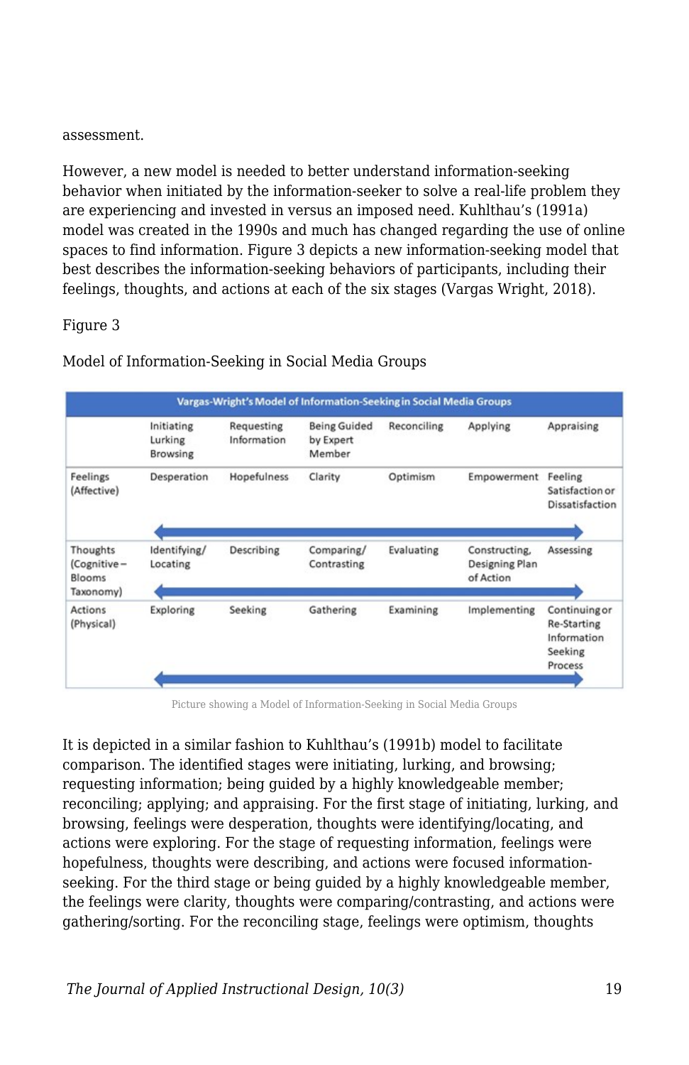assessment.

However, a new model is needed to better understand information-seeking behavior when initiated by the information-seeker to solve a real-life problem they are experiencing and invested in versus an imposed need. Kuhlthau's (1991a) model was created in the 1990s and much has changed regarding the use of online spaces to find information. Figure 3 depicts a new information-seeking model that best describes the information-seeking behaviors of participants, including their feelings, thoughts, and actions at each of the six stages (Vargas Wright, 2018).

Figure 3

Model of Information-Seeking in Social Media Groups

| Vargas-Wright's Model of Information-Seeking in Social Media Groups | | | | | | |
|---|---|---|---|---|---|---|
| | Initiating Lurking Browsing | Requesting Information | Being Guided by Expert Member | Reconciling | Applying | Appraising |
| Feelings (Affective) | Desperation | Hopefulness | Clarity | Optimism | Empowerment | Feeling Satisfaction or Dissatisfaction |
| Thoughts (Cognitive – Blooms Taxonomy) | Identifying/ Locating | Describing | Comparing/ Contrasting | Evaluating | Constructing, Designing Plan of Action | Assessing |
| Actions (Physical) | Exploring | Seeking | Gathering | Examining | Implementing | Continuing or Re-Starting Information Seeking Process |

Picture showing a Model of Information-Seeking in Social Media Groups

It is depicted in a similar fashion to Kuhlthau's (1991b) model to facilitate comparison. The identified stages were initiating, lurking, and browsing; requesting information; being guided by a highly knowledgeable member; reconciling; applying; and appraising. For the first stage of initiating, lurking, and browsing, feelings were desperation, thoughts were identifying/locating, and actions were exploring. For the stage of requesting information, feelings were hopefulness, thoughts were describing, and actions were focused information-seeking. For the third stage or being guided by a highly knowledgeable member, the feelings were clarity, thoughts were comparing/contrasting, and actions were gathering/sorting. For the reconciling stage, feelings were optimism, thoughts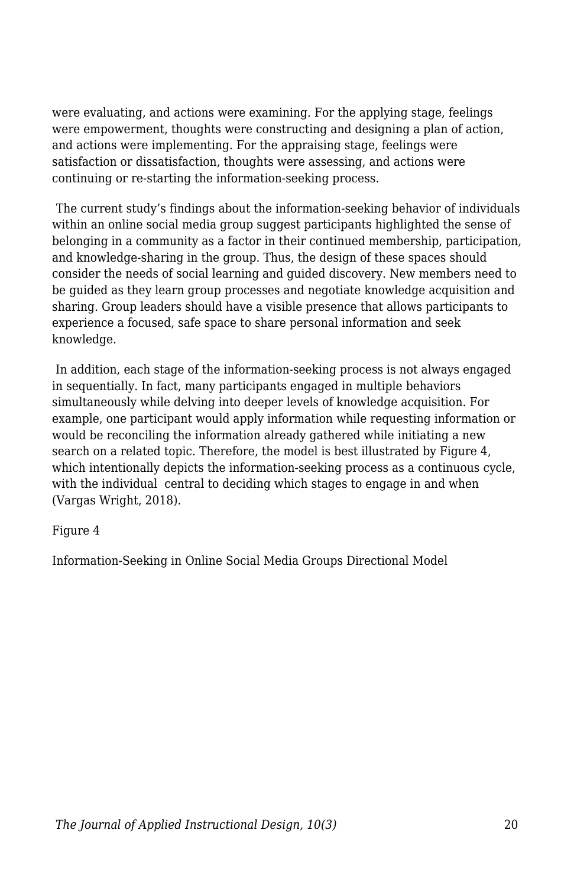were evaluating, and actions were examining. For the applying stage, feelings were empowerment, thoughts were constructing and designing a plan of action, and actions were implementing. For the appraising stage, feelings were satisfaction or dissatisfaction, thoughts were assessing, and actions were continuing or re-starting the information-seeking process.

The current study's findings about the information-seeking behavior of individuals within an online social media group suggest participants highlighted the sense of belonging in a community as a factor in their continued membership, participation, and knowledge-sharing in the group. Thus, the design of these spaces should consider the needs of social learning and guided discovery. New members need to be guided as they learn group processes and negotiate knowledge acquisition and sharing. Group leaders should have a visible presence that allows participants to experience a focused, safe space to share personal information and seek knowledge.

In addition, each stage of the information-seeking process is not always engaged in sequentially. In fact, many participants engaged in multiple behaviors simultaneously while delving into deeper levels of knowledge acquisition. For example, one participant would apply information while requesting information or would be reconciling the information already gathered while initiating a new search on a related topic. Therefore, the model is best illustrated by Figure 4, which intentionally depicts the information-seeking process as a continuous cycle, with the individual central to deciding which stages to engage in and when (Vargas Wright, 2018).

Figure 4

Information-Seeking in Online Social Media Groups Directional Model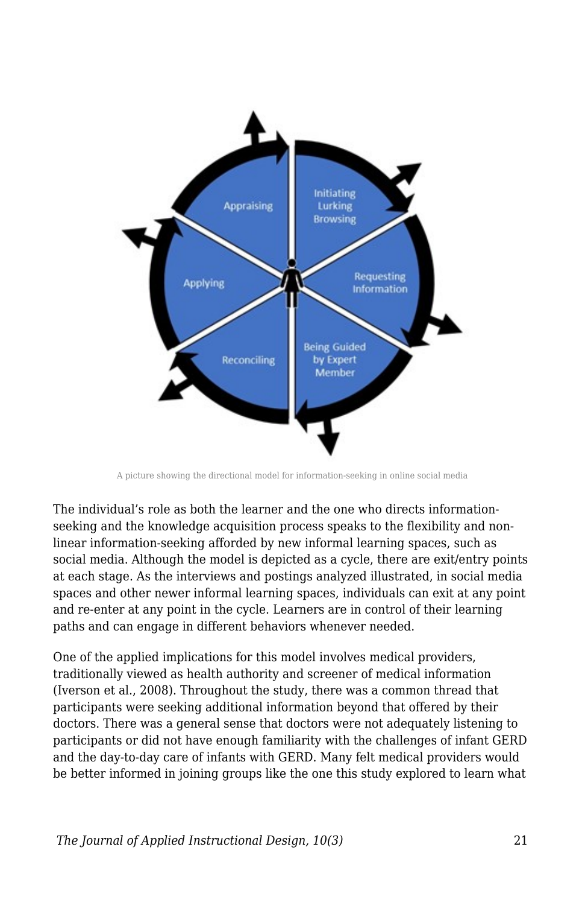A picture showing the directional model for information-seeking in online social media

The individual's role as both the learner and the one who directs information-seeking and the knowledge acquisition process speaks to the flexibility and non-linear information-seeking afforded by new informal learning spaces, such as social media. Although the model is depicted as a cycle, there are exit/entry points at each stage. As the interviews and postings analyzed illustrated, in social media spaces and other newer informal learning spaces, individuals can exit at any point and re-enter at any point in the cycle. Learners are in control of their learning paths and can engage in different behaviors whenever needed.

One of the applied implications for this model involves medical providers, traditionally viewed as health authority and screener of medical information (Iverson et al., 2008). Throughout the study, there was a common thread that participants were seeking additional information beyond that offered by their doctors. There was a general sense that doctors were not adequately listening to participants or did not have enough familiarity with the challenges of infant GERD and the day-to-day care of infants with GERD. Many felt medical providers would be better informed in joining groups like the one this study explored to learn what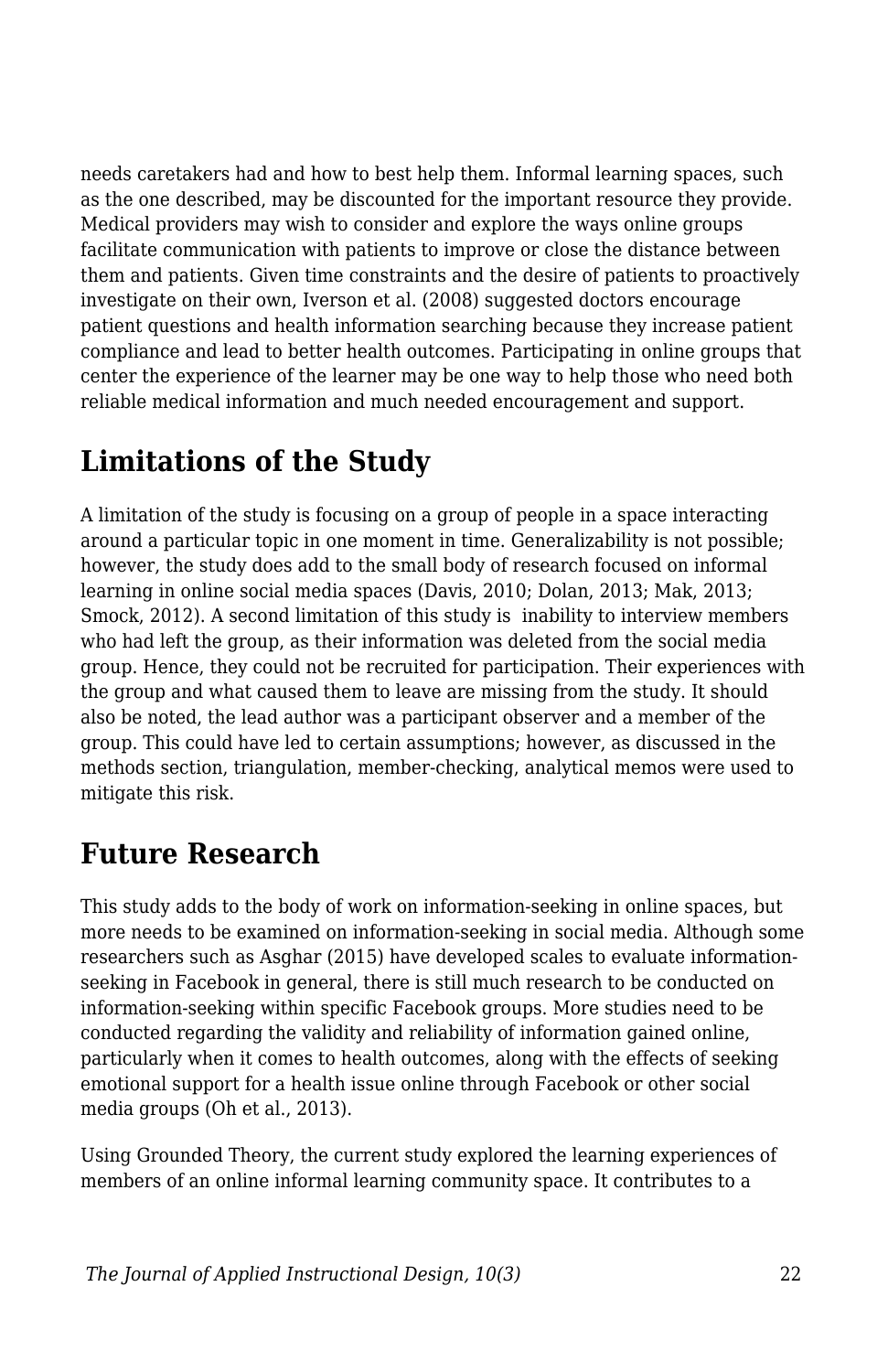needs caretakers had and how to best help them. Informal learning spaces, such as the one described, may be discounted for the important resource they provide. Medical providers may wish to consider and explore the ways online groups facilitate communication with patients to improve or close the distance between them and patients. Given time constraints and the desire of patients to proactively investigate on their own, Iverson et al. (2008) suggested doctors encourage patient questions and health information searching because they increase patient compliance and lead to better health outcomes. Participating in online groups that center the experience of the learner may be one way to help those who need both reliable medical information and much needed encouragement and support.

## Limitations of the Study

A limitation of the study is focusing on a group of people in a space interacting around a particular topic in one moment in time. Generalizability is not possible; however, the study does add to the small body of research focused on informal learning in online social media spaces (Davis, 2010; Dolan, 2013; Mak, 2013; Smock, 2012). A second limitation of this study is  inability to interview members who had left the group, as their information was deleted from the social media group. Hence, they could not be recruited for participation. Their experiences with the group and what caused them to leave are missing from the study. It should also be noted, the lead author was a participant observer and a member of the group. This could have led to certain assumptions; however, as discussed in the methods section, triangulation, member-checking, analytical memos were used to mitigate this risk.

## Future Research

This study adds to the body of work on information-seeking in online spaces, but more needs to be examined on information-seeking in social media. Although some researchers such as Asghar (2015) have developed scales to evaluate information-seeking in Facebook in general, there is still much research to be conducted on information-seeking within specific Facebook groups. More studies need to be conducted regarding the validity and reliability of information gained online, particularly when it comes to health outcomes, along with the effects of seeking emotional support for a health issue online through Facebook or other social media groups (Oh et al., 2013).

Using Grounded Theory, the current study explored the learning experiences of members of an online informal learning community space. It contributes to a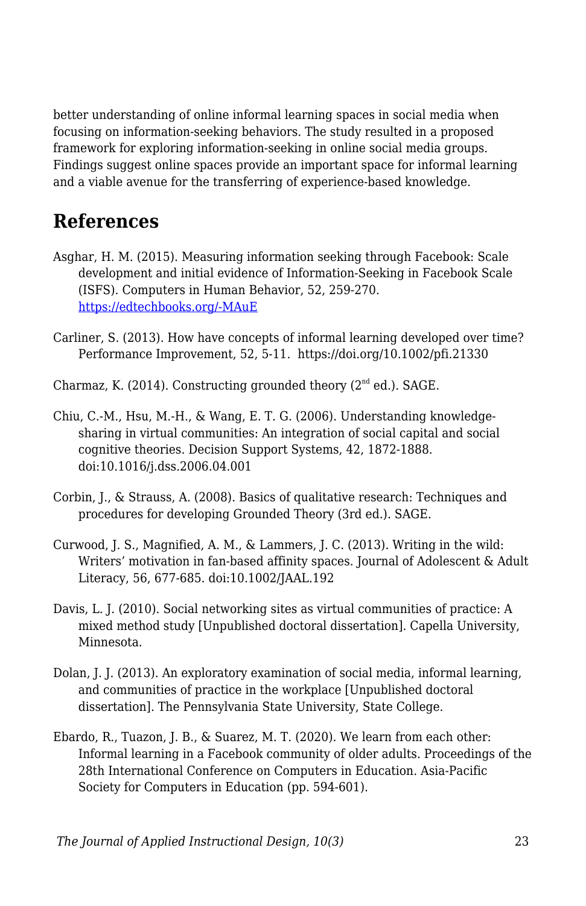better understanding of online informal learning spaces in social media when focusing on information-seeking behaviors. The study resulted in a proposed framework for exploring information-seeking in online social media groups. Findings suggest online spaces provide an important space for informal learning and a viable avenue for the transferring of experience-based knowledge.

## References

Asghar, H. M. (2015). Measuring information seeking through Facebook: Scale development and initial evidence of Information-Seeking in Facebook Scale (ISFS). Computers in Human Behavior, 52, 259-270. [https://edtechbooks.org/-MAuE](https://edtechbooks.org/-MAuE)

Carliner, S. (2013). How have concepts of informal learning developed over time? Performance Improvement, 52, 5-11. https://doi.org/10.1002/pfi.21330

Charmaz, K. (2014). Constructing grounded theory (2nd ed.). SAGE.

Chiu, C.-M., Hsu, M.-H., & Wang, E. T. G. (2006). Understanding knowledge-sharing in virtual communities: An integration of social capital and social cognitive theories. Decision Support Systems, 42, 1872-1888. doi:10.1016/j.dss.2006.04.001

Corbin, J., & Strauss, A. (2008). Basics of qualitative research: Techniques and procedures for developing Grounded Theory (3rd ed.). SAGE.

Curwood, J. S., Magnified, A. M., & Lammers, J. C. (2013). Writing in the wild: Writers' motivation in fan-based affinity spaces. Journal of Adolescent & Adult Literacy, 56, 677-685. doi:10.1002/JAAL.192

Davis, L. J. (2010). Social networking sites as virtual communities of practice: A mixed method study [Unpublished doctoral dissertation]. Capella University, Minnesota.

Dolan, J. J. (2013). An exploratory examination of social media, informal learning, and communities of practice in the workplace [Unpublished doctoral dissertation]. The Pennsylvania State University, State College.

Ebardo, R., Tuazon, J. B., & Suarez, M. T. (2020). We learn from each other: Informal learning in a Facebook community of older adults. Proceedings of the 28th International Conference on Computers in Education. Asia-Pacific Society for Computers in Education (pp. 594-601).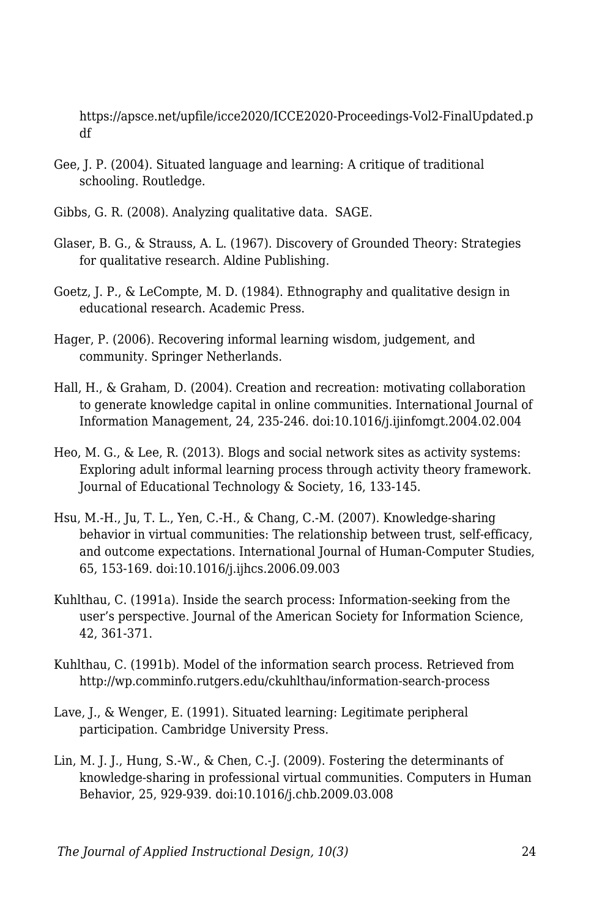https://apsce.net/upfile/icce2020/ICCE2020-Proceedings-Vol2-FinalUpdated.pdf

Gee, J. P. (2004). Situated language and learning: A critique of traditional schooling. Routledge.

Gibbs, G. R. (2008). Analyzing qualitative data. SAGE.

Glaser, B. G., & Strauss, A. L. (1967). Discovery of Grounded Theory: Strategies for qualitative research. Aldine Publishing.

Goetz, J. P., & LeCompte, M. D. (1984). Ethnography and qualitative design in educational research. Academic Press.

Hager, P. (2006). Recovering informal learning wisdom, judgement, and community. Springer Netherlands.

Hall, H., & Graham, D. (2004). Creation and recreation: motivating collaboration to generate knowledge capital in online communities. International Journal of Information Management, 24, 235-246. doi:10.1016/j.ijinfomgt.2004.02.004

Heo, M. G., & Lee, R. (2013). Blogs and social network sites as activity systems: Exploring adult informal learning process through activity theory framework. Journal of Educational Technology & Society, 16, 133-145.

Hsu, M.-H., Ju, T. L., Yen, C.-H., & Chang, C.-M. (2007). Knowledge-sharing behavior in virtual communities: The relationship between trust, self-efficacy, and outcome expectations. International Journal of Human-Computer Studies, 65, 153-169. doi:10.1016/j.ijhcs.2006.09.003

Kuhlthau, C. (1991a). Inside the search process: Information-seeking from the user's perspective. Journal of the American Society for Information Science, 42, 361-371.

Kuhlthau, C. (1991b). Model of the information search process. Retrieved from http://wp.comminfo.rutgers.edu/ckuhlthau/information-search-process

Lave, J., & Wenger, E. (1991). Situated learning: Legitimate peripheral participation. Cambridge University Press.

Lin, M. J. J., Hung, S.-W., & Chen, C.-J. (2009). Fostering the determinants of knowledge-sharing in professional virtual communities. Computers in Human Behavior, 25, 929-939. doi:10.1016/j.chb.2009.03.008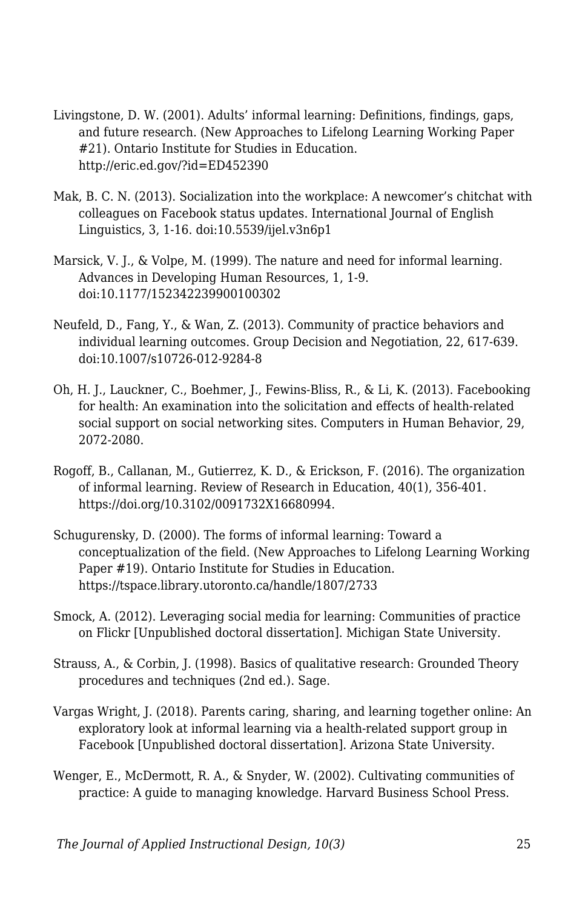Livingstone, D. W. (2001). Adults' informal learning: Definitions, findings, gaps, and future research. (New Approaches to Lifelong Learning Working Paper #21). Ontario Institute for Studies in Education. http://eric.ed.gov/?id=ED452390

Mak, B. C. N. (2013). Socialization into the workplace: A newcomer's chitchat with colleagues on Facebook status updates. International Journal of English Linguistics, 3, 1-16. doi:10.5539/ijel.v3n6p1

Marsick, V. J., & Volpe, M. (1999). The nature and need for informal learning. Advances in Developing Human Resources, 1, 1-9. doi:10.1177/152342239900100302

Neufeld, D., Fang, Y., & Wan, Z. (2013). Community of practice behaviors and individual learning outcomes. Group Decision and Negotiation, 22, 617-639. doi:10.1007/s10726-012-9284-8

Oh, H. J., Lauckner, C., Boehmer, J., Fewins-Bliss, R., & Li, K. (2013). Facebooking for health: An examination into the solicitation and effects of health-related social support on social networking sites. Computers in Human Behavior, 29, 2072-2080.

Rogoff, B., Callanan, M., Gutierrez, K. D., & Erickson, F. (2016). The organization of informal learning. Review of Research in Education, 40(1), 356-401. https://doi.org/10.3102/0091732X16680994.

Schugurensky, D. (2000). The forms of informal learning: Toward a conceptualization of the field. (New Approaches to Lifelong Learning Working Paper #19). Ontario Institute for Studies in Education. https://tspace.library.utoronto.ca/handle/1807/2733

Smock, A. (2012). Leveraging social media for learning: Communities of practice on Flickr [Unpublished doctoral dissertation]. Michigan State University.

Strauss, A., & Corbin, J. (1998). Basics of qualitative research: Grounded Theory procedures and techniques (2nd ed.). Sage.

Vargas Wright, J. (2018). Parents caring, sharing, and learning together online: An exploratory look at informal learning via a health-related support group in Facebook [Unpublished doctoral dissertation]. Arizona State University.

Wenger, E., McDermott, R. A., & Snyder, W. (2002). Cultivating communities of practice: A guide to managing knowledge. Harvard Business School Press.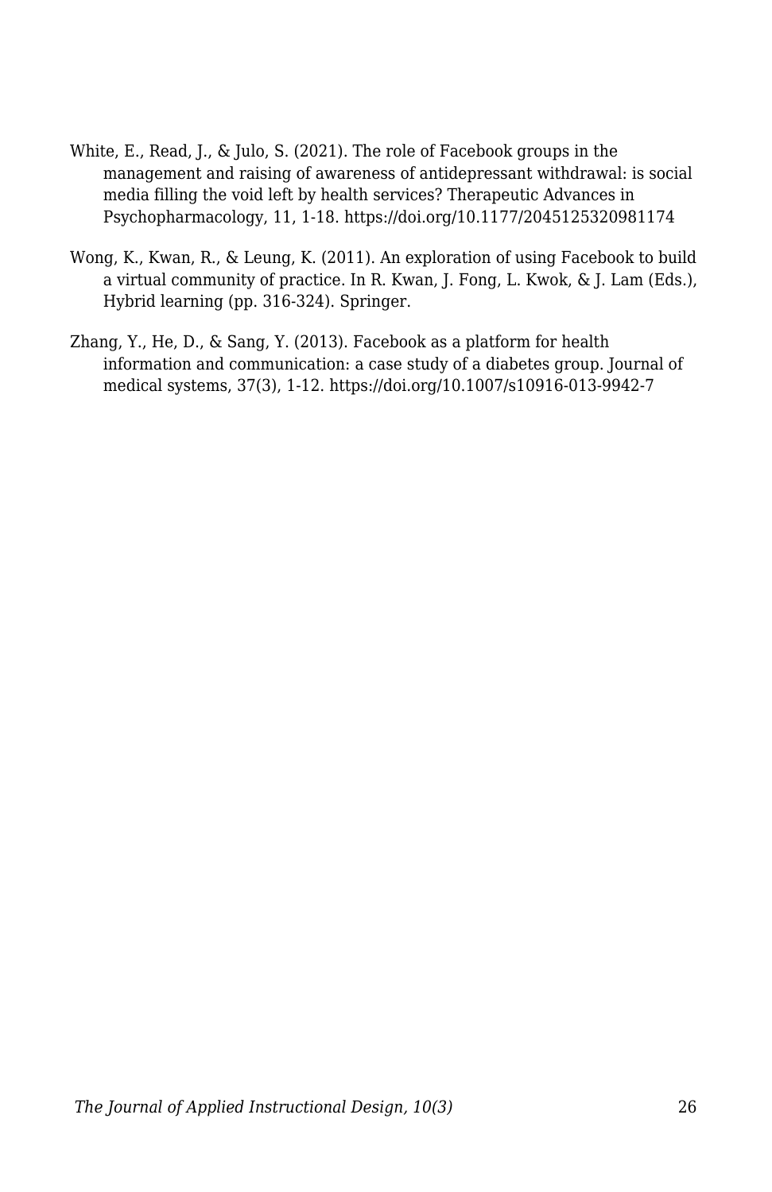White, E., Read, J., & Julo, S. (2021). The role of Facebook groups in the management and raising of awareness of antidepressant withdrawal: is social media filling the void left by health services? Therapeutic Advances in Psychopharmacology, 11, 1-18. https://doi.org/10.1177/2045125320981174

Wong, K., Kwan, R., & Leung, K. (2011). An exploration of using Facebook to build a virtual community of practice. In R. Kwan, J. Fong, L. Kwok, & J. Lam (Eds.), Hybrid learning (pp. 316-324). Springer.

Zhang, Y., He, D., & Sang, Y. (2013). Facebook as a platform for health information and communication: a case study of a diabetes group. Journal of medical systems, 37(3), 1-12. https://doi.org/10.1007/s10916-013-9942-7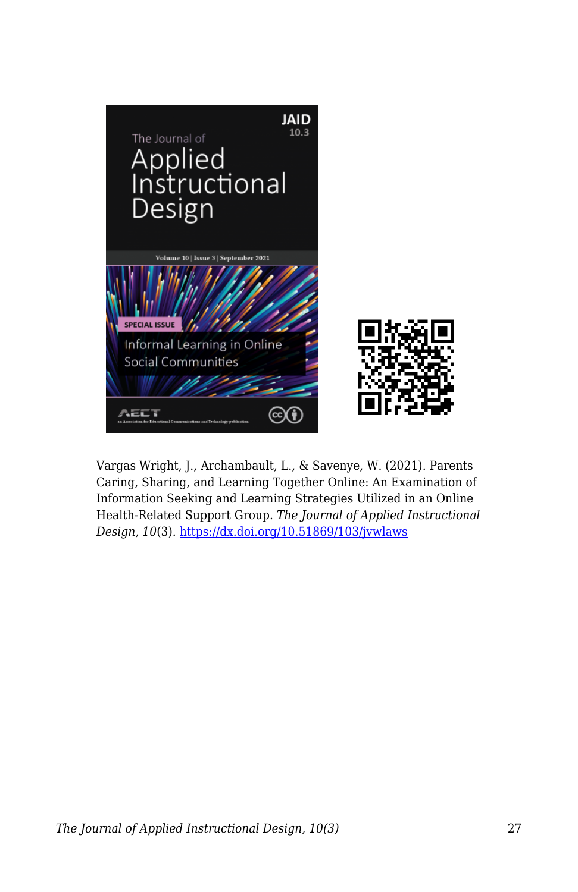Vargas Wright, J., Archambault, L., & Savenye, W. (2021). Parents Caring, Sharing, and Learning Together Online: An Examination of Information Seeking and Learning Strategies Utilized in an Online Health-Related Support Group. *The Journal of Applied Instructional Design, 10*(3). [https://dx.doi.org/10.51869/103/jvwlaws](https://dx.doi.org/10.51869/103/jvwlaws)